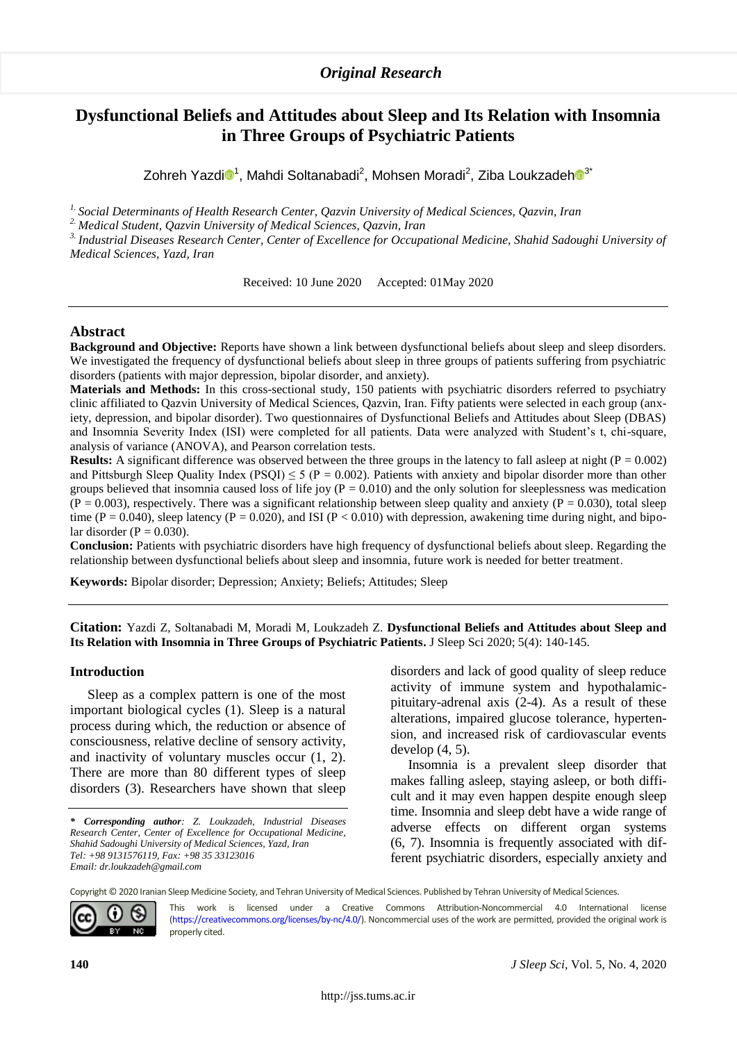*Original Research*

# Dysfunctional Beliefs and Attitudes about Sleep and Its Relation with Insomnia in Three Groups of Psychiatric Patients

Zohreh Yazdi[1], Mahdi Soltanabadi[2], Mohsen Moradi[2], Ziba Loukzadeh[3*]

*[1] Social Determinants of Health Research Center, Qazvin University of Medical Sciences, Qazvin, Iran*
*[2] Medical Student, Qazvin University of Medical Sciences, Qazvin, Iran*
*[3] Industrial Diseases Research Center, Center of Excellence for Occupational Medicine, Shahid Sadoughi University of Medical Sciences, Yazd, Iran*

Received: 10 June 2020 Accepted: 01May 2020

## Abstract

**Background and Objective:** Reports have shown a link between dysfunctional beliefs about sleep and sleep disorders. We investigated the frequency of dysfunctional beliefs about sleep in three groups of patients suffering from psychiatric disorders (patients with major depression, bipolar disorder, and anxiety).

**Materials and Methods:** In this cross-sectional study, 150 patients with psychiatric disorders referred to psychiatry clinic affiliated to Qazvin University of Medical Sciences, Qazvin, Iran. Fifty patients were selected in each group (anxiety, depression, and bipolar disorder). Two questionnaires of Dysfunctional Beliefs and Attitudes about Sleep (DBAS) and Insomnia Severity Index (ISI) were completed for all patients. Data were analyzed with Student's t, chi-square, analysis of variance (ANOVA), and Pearson correlation tests.

**Results:** A significant difference was observed between the three groups in the latency to fall asleep at night ($P = 0.002$) and Pittsburgh Sleep Quality Index (PSQI) $\leq 5$ ($P = 0.002$). Patients with anxiety and bipolar disorder more than other groups believed that insomnia caused loss of life joy ($P = 0.010$) and the only solution for sleeplessness was medication ($P = 0.003$), respectively. There was a significant relationship between sleep quality and anxiety ($P = 0.030$), total sleep time ($P = 0.040$), sleep latency ($P = 0.020$), and ISI ($P < 0.010$) with depression, awakening time during night, and bipolar disorder ($P = 0.030$).

**Conclusion:** Patients with psychiatric disorders have high frequency of dysfunctional beliefs about sleep. Regarding the relationship between dysfunctional beliefs about sleep and insomnia, future work is needed for better treatment.

**Keywords:** Bipolar disorder; Depression; Anxiety; Beliefs; Attitudes; Sleep

**Citation:** Yazdi Z, Soltanabadi M, Moradi M, Loukzadeh Z. **Dysfunctional Beliefs and Attitudes about Sleep and Its Relation with Insomnia in Three Groups of Psychiatric Patients.** J Sleep Sci 2020; 5(4): 140-145.

## Introduction

Sleep as a complex pattern is one of the most important biological cycles (1). Sleep is a natural process during which, the reduction or absence of consciousness, relative decline of sensory activity, and inactivity of voluntary muscles occur (1, 2). There are more than 80 different types of sleep disorders (3). Researchers have shown that sleep disorders and lack of good quality of sleep reduce activity of immune system and hypothalamic-pituitary-adrenal axis (2-4). As a result of these alterations, impaired glucose tolerance, hypertension, and increased risk of cardiovascular events develop (4, 5).

Insomnia is a prevalent sleep disorder that makes falling asleep, staying asleep, or both difficult and it may even happen despite enough sleep time. Insomnia and sleep debt have a wide range of adverse effects on different organ systems (6, 7). Insomnia is frequently associated with different psychiatric disorders, especially anxiety and

***\* Corresponding author:*** *Z. Loukzadeh, Industrial Diseases Research Center, Center of Excellence for Occupational Medicine, Shahid Sadoughi University of Medical Sciences, Yazd, Iran*
*Tel: +98 9131576119, Fax: +98 35 33123016*
*Email: dr.loukzadeh@gmail.com*

Copyright © 2020 Iranian Sleep Medicine Society, and Tehran University of Medical Sciences. Published by Tehran University of Medical Sciences.

This work is licensed under a Creative Commons Attribution-Noncommercial 4.0 International license (https://creativecommons.org/licenses/by-nc/4.0/). Noncommercial uses of the work are permitted, provided the original work is properly cited.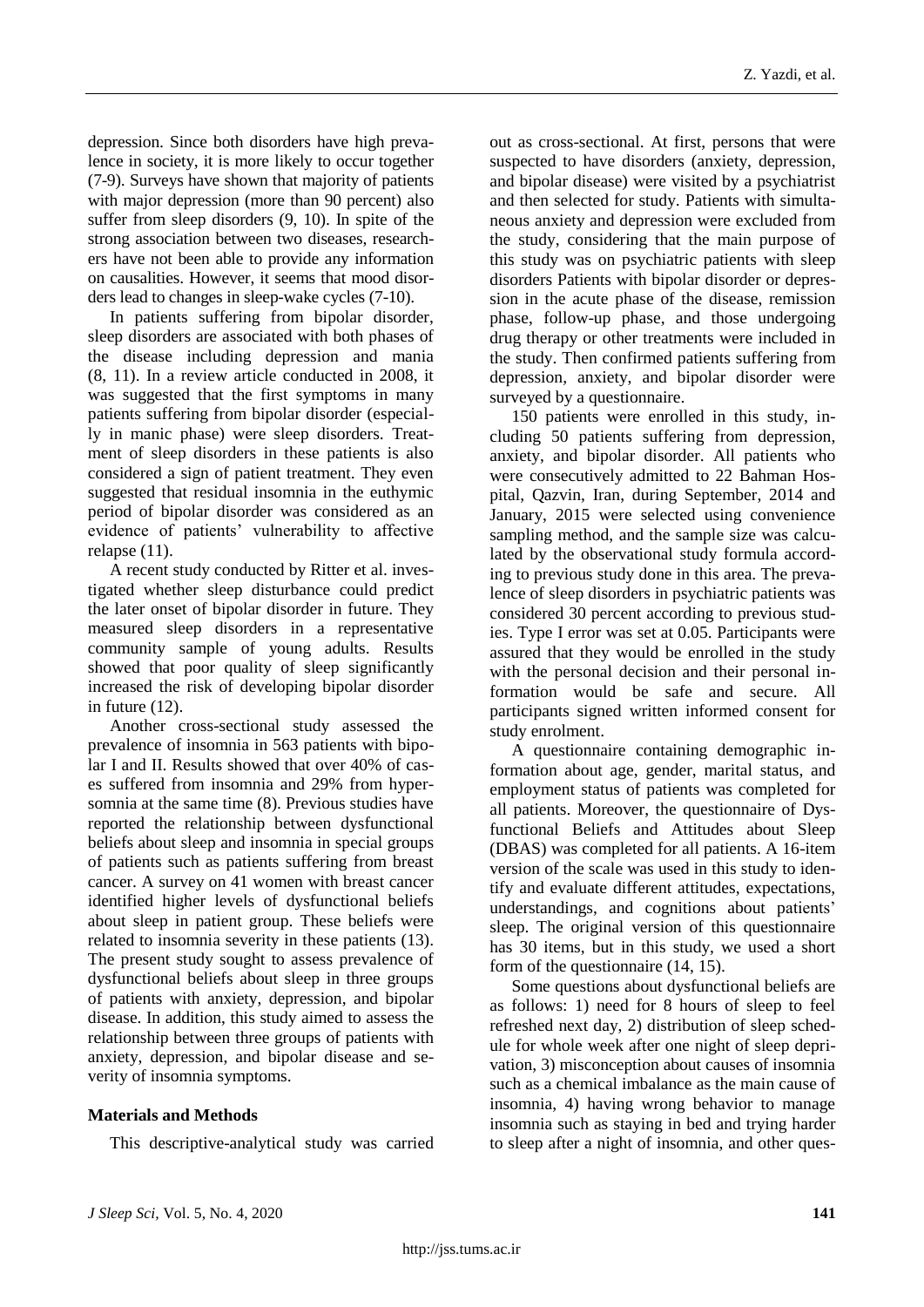depression. Since both disorders have high prevalence in society, it is more likely to occur together (7-9). Surveys have shown that majority of patients with major depression (more than 90 percent) also suffer from sleep disorders (9, 10). In spite of the strong association between two diseases, researchers have not been able to provide any information on causalities. However, it seems that mood disorders lead to changes in sleep-wake cycles (7-10).

In patients suffering from bipolar disorder, sleep disorders are associated with both phases of the disease including depression and mania (8, 11). In a review article conducted in 2008, it was suggested that the first symptoms in many patients suffering from bipolar disorder (especially in manic phase) were sleep disorders. Treatment of sleep disorders in these patients is also considered a sign of patient treatment. They even suggested that residual insomnia in the euthymic period of bipolar disorder was considered as an evidence of patients' vulnerability to affective relapse (11).

A recent study conducted by Ritter et al. investigated whether sleep disturbance could predict the later onset of bipolar disorder in future. They measured sleep disorders in a representative community sample of young adults. Results showed that poor quality of sleep significantly increased the risk of developing bipolar disorder in future (12).

Another cross-sectional study assessed the prevalence of insomnia in 563 patients with bipolar I and II. Results showed that over 40% of cases suffered from insomnia and 29% from hypersomnia at the same time (8). Previous studies have reported the relationship between dysfunctional beliefs about sleep and insomnia in special groups of patients such as patients suffering from breast cancer. A survey on 41 women with breast cancer identified higher levels of dysfunctional beliefs about sleep in patient group. These beliefs were related to insomnia severity in these patients (13). The present study sought to assess prevalence of dysfunctional beliefs about sleep in three groups of patients with anxiety, depression, and bipolar disease. In addition, this study aimed to assess the relationship between three groups of patients with anxiety, depression, and bipolar disease and severity of insomnia symptoms.

## Materials and Methods

This descriptive-analytical study was carried out as cross-sectional. At first, persons that were suspected to have disorders (anxiety, depression, and bipolar disease) were visited by a psychiatrist and then selected for study. Patients with simultaneous anxiety and depression were excluded from the study, considering that the main purpose of this study was on psychiatric patients with sleep disorders Patients with bipolar disorder or depression in the acute phase of the disease, remission phase, follow-up phase, and those undergoing drug therapy or other treatments were included in the study. Then confirmed patients suffering from depression, anxiety, and bipolar disorder were surveyed by a questionnaire.

150 patients were enrolled in this study, including 50 patients suffering from depression, anxiety, and bipolar disorder. All patients who were consecutively admitted to 22 Bahman Hospital, Qazvin, Iran, during September, 2014 and January, 2015 were selected using convenience sampling method, and the sample size was calculated by the observational study formula according to previous study done in this area. The prevalence of sleep disorders in psychiatric patients was considered 30 percent according to previous studies. Type I error was set at 0.05. Participants were assured that they would be enrolled in the study with the personal decision and their personal information would be safe and secure. All participants signed written informed consent for study enrolment.

A questionnaire containing demographic information about age, gender, marital status, and employment status of patients was completed for all patients. Moreover, the questionnaire of Dysfunctional Beliefs and Attitudes about Sleep (DBAS) was completed for all patients. A 16-item version of the scale was used in this study to identify and evaluate different attitudes, expectations, understandings, and cognitions about patients' sleep. The original version of this questionnaire has 30 items, but in this study, we used a short form of the questionnaire (14, 15).

Some questions about dysfunctional beliefs are as follows: 1) need for 8 hours of sleep to feel refreshed next day, 2) distribution of sleep schedule for whole week after one night of sleep deprivation, 3) misconception about causes of insomnia such as a chemical imbalance as the main cause of insomnia, 4) having wrong behavior to manage insomnia such as staying in bed and trying harder to sleep after a night of insomnia, and other ques-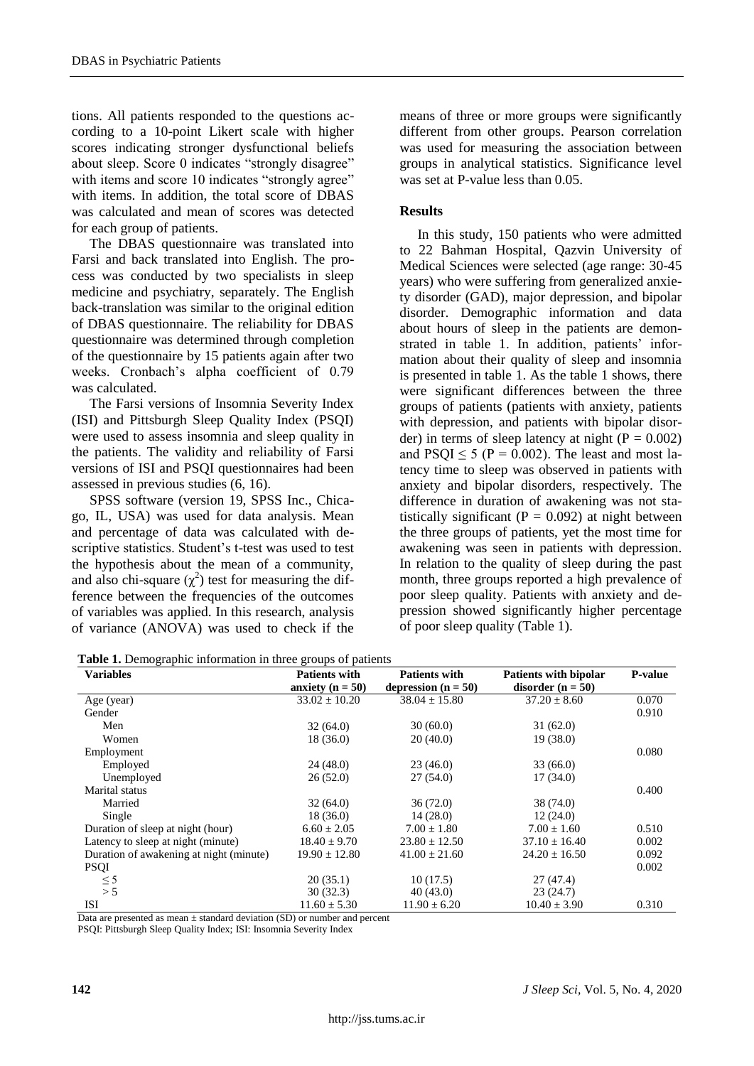tions. All patients responded to the questions according to a 10-point Likert scale with higher scores indicating stronger dysfunctional beliefs about sleep. Score 0 indicates "strongly disagree" with items and score 10 indicates "strongly agree" with items. In addition, the total score of DBAS was calculated and mean of scores was detected for each group of patients.

The DBAS questionnaire was translated into Farsi and back translated into English. The process was conducted by two specialists in sleep medicine and psychiatry, separately. The English back-translation was similar to the original edition of DBAS questionnaire. The reliability for DBAS questionnaire was determined through completion of the questionnaire by 15 patients again after two weeks. Cronbach's alpha coefficient of 0.79 was calculated.

The Farsi versions of Insomnia Severity Index (ISI) and Pittsburgh Sleep Quality Index (PSQI) were used to assess insomnia and sleep quality in the patients. The validity and reliability of Farsi versions of ISI and PSQI questionnaires had been assessed in previous studies (6, 16).

SPSS software (version 19, SPSS Inc., Chicago, IL, USA) was used for data analysis. Mean and percentage of data was calculated with descriptive statistics. Student's t-test was used to test the hypothesis about the mean of a community, and also chi-square ($\chi^2$) test for measuring the difference between the frequencies of the outcomes of variables was applied. In this research, analysis of variance (ANOVA) was used to check if the means of three or more groups were significantly different from other groups. Pearson correlation was used for measuring the association between groups in analytical statistics. Significance level was set at P-value less than 0.05.

## Results

In this study, 150 patients who were admitted to 22 Bahman Hospital, Qazvin University of Medical Sciences were selected (age range: 30-45 years) who were suffering from generalized anxiety disorder (GAD), major depression, and bipolar disorder. Demographic information and data about hours of sleep in the patients are demonstrated in table 1. In addition, patients' information about their quality of sleep and insomnia is presented in table 1. As the table 1 shows, there were significant differences between the three groups of patients (patients with anxiety, patients with depression, and patients with bipolar disorder) in terms of sleep latency at night ($P = 0.002$) and PSQI $\leq 5$ ($P = 0.002$). The least and most latency time to sleep was observed in patients with anxiety and bipolar disorders, respectively. The difference in duration of awakening was not statistically significant ($P = 0.092$) at night between the three groups of patients, yet the most time for awakening was seen in patients with depression. In relation to the quality of sleep during the past month, three groups reported a high prevalence of poor sleep quality. Patients with anxiety and depression showed significantly higher percentage of poor sleep quality (Table 1).

**Table 1.** Demographic information in three groups of patients

| Variables | Patients with anxiety (n = 50) | Patients with depression (n = 50) | Patients with bipolar disorder (n = 50) | P-value |
|---|---|---|---|---|
| Age (year) | 33.02 ± 10.20 | 38.04 ± 15.80 | 37.20 ± 8.60 | 0.070 |
| Gender | | | | 0.910 |
| Men | 32 (64.0) | 30 (60.0) | 31 (62.0) | |
| Women | 18 (36.0) | 20 (40.0) | 19 (38.0) | |
| Employment | | | | 0.080 |
| Employed | 24 (48.0) | 23 (46.0) | 33 (66.0) | |
| Unemployed | 26 (52.0) | 27 (54.0) | 17 (34.0) | |
| Marital status | | | | 0.400 |
| Married | 32 (64.0) | 36 (72.0) | 38 (74.0) | |
| Single | 18 (36.0) | 14 (28.0) | 12 (24.0) | |
| Duration of sleep at night (hour) | 6.60 ± 2.05 | 7.00 ± 1.80 | 7.00 ± 1.60 | 0.510 |
| Latency to sleep at night (minute) | 18.40 ± 9.70 | 23.80 ± 12.50 | 37.10 ± 16.40 | 0.002 |
| Duration of awakening at night (minute) | 19.90 ± 12.80 | 41.00 ± 21.60 | 24.20 ± 16.50 | 0.092 |
| PSQI | | | | 0.002 |
| ≤ 5 | 20 (35.1) | 10 (17.5) | 27 (47.4) | |
| > 5 | 30 (32.3) | 40 (43.0) | 23 (24.7) | |
| ISI | 11.60 ± 5.30 | 11.90 ± 6.20 | 10.40 ± 3.90 | 0.310 |

Data are presented as mean ± standard deviation (SD) or number and percent

PSQI: Pittsburgh Sleep Quality Index; ISI: Insomnia Severity Index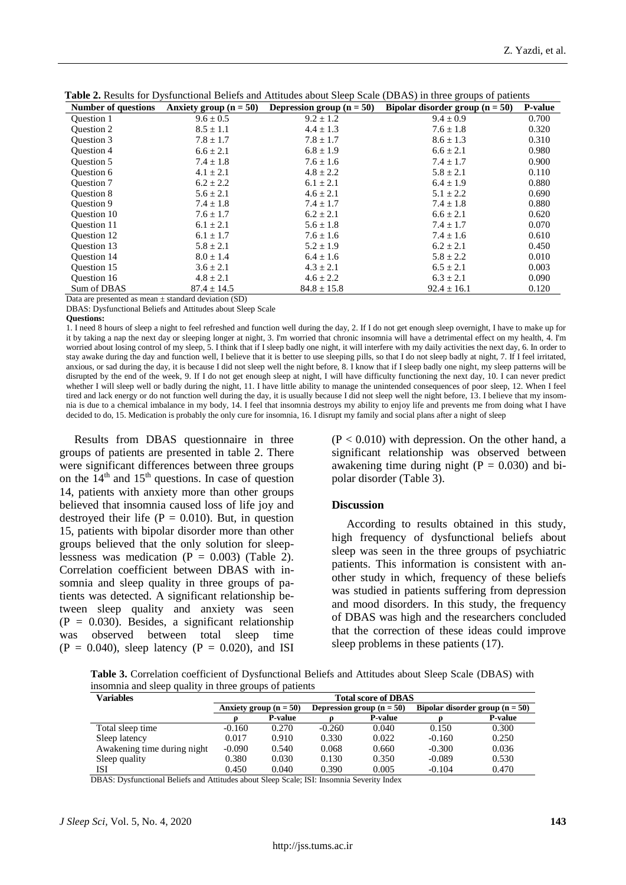**Table 2.** Results for Dysfunctional Beliefs and Attitudes about Sleep Scale (DBAS) in three groups of patients

| Number of questions | Anxiety group (n = 50) | Depression group (n = 50) | Bipolar disorder group (n = 50) | P-value |
|---|---|---|---|---|
| Question 1 | 9.6 ± 0.5 | 9.2 ± 1.2 | 9.4 ± 0.9 | 0.700 |
| Question 2 | 8.5 ± 1.1 | 4.4 ± 1.3 | 7.6 ± 1.8 | 0.320 |
| Question 3 | 7.8 ± 1.7 | 7.8 ± 1.7 | 8.6 ± 1.3 | 0.310 |
| Question 4 | 6.6 ± 2.1 | 6.8 ± 1.9 | 6.6 ± 2.1 | 0.980 |
| Question 5 | 7.4 ± 1.8 | 7.6 ± 1.6 | 7.4 ± 1.7 | 0.900 |
| Question 6 | 4.1 ± 2.1 | 4.8 ± 2.2 | 5.8 ± 2.1 | 0.110 |
| Question 7 | 6.2 ± 2.2 | 6.1 ± 2.1 | 6.4 ± 1.9 | 0.880 |
| Question 8 | 5.6 ± 2.1 | 4.6 ± 2.1 | 5.1 ± 2.2 | 0.690 |
| Question 9 | 7.4 ± 1.8 | 7.4 ± 1.7 | 7.4 ± 1.8 | 0.880 |
| Question 10 | 7.6 ± 1.7 | 6.2 ± 2.1 | 6.6 ± 2.1 | 0.620 |
| Question 11 | 6.1 ± 2.1 | 5.6 ± 1.8 | 7.4 ± 1.7 | 0.070 |
| Question 12 | 6.1 ± 1.7 | 7.6 ± 1.6 | 7.4 ± 1.6 | 0.610 |
| Question 13 | 5.8 ± 2.1 | 5.2 ± 1.9 | 6.2 ± 2.1 | 0.450 |
| Question 14 | 8.0 ± 1.4 | 6.4 ± 1.6 | 5.8 ± 2.2 | 0.010 |
| Question 15 | 3.6 ± 2.1 | 4.3 ± 2.1 | 6.5 ± 2.1 | 0.003 |
| Question 16 | 4.8 ± 2.1 | 4.6 ± 2.2 | 6.3 ± 2.1 | 0.090 |
| Sum of DBAS | 87.4 ± 14.5 | 84.8 ± 15.8 | 92.4 ± 16.1 | 0.120 |

Data are presented as mean ± standard deviation (SD)

DBAS: Dysfunctional Beliefs and Attitudes about Sleep Scale

**Questions:**

1. I need 8 hours of sleep a night to feel refreshed and function well during the day, 2. If I do not get enough sleep overnight, I have to make up for it by taking a nap the next day or sleeping longer at night, 3. I'm worried that chronic insomnia will have a detrimental effect on my health, 4. I'm worried about losing control of my sleep, 5. I think that if I sleep badly one night, it will interfere with my daily activities the next day, 6. In order to stay awake during the day and function well, I believe that it is better to use sleeping pills, so that I do not sleep badly at night, 7. If I feel irritated, anxious, or sad during the day, it is because I did not sleep well the night before, 8. I know that if I sleep badly one night, my sleep patterns will be disrupted by the end of the week, 9. If I do not get enough sleep at night, I will have difficulty functioning the next day, 10. I can never predict whether I will sleep well or badly during the night, 11. I have little ability to manage the unintended consequences of poor sleep, 12. When I feel tired and lack energy or do not function well during the day, it is usually because I did not sleep well the night before, 13. I believe that my insomnia is due to a chemical imbalance in my body, 14. I feel that insomnia destroys my ability to enjoy life and prevents me from doing what I have decided to do, 15. Medication is probably the only cure for insomnia, 16. I disrupt my family and social plans after a night of sleep

Results from DBAS questionnaire in three groups of patients are presented in table 2. There were significant differences between three groups on the 14th and 15th questions. In case of question 14, patients with anxiety more than other groups believed that insomnia caused loss of life joy and destroyed their life ($P = 0.010$). But, in question 15, patients with bipolar disorder more than other groups believed that the only solution for sleeplessness was medication ($P = 0.003$) (Table 2). Correlation coefficient between DBAS with insomnia and sleep quality in three groups of patients was detected. A significant relationship between sleep quality and anxiety was seen ($P = 0.030$). Besides, a significant relationship was observed between total sleep time ($P = 0.040$), sleep latency ($P = 0.020$), and ISI ($P < 0.010$) with depression. On the other hand, a significant relationship was observed between awakening time during night ($P = 0.030$) and bipolar disorder (Table 3).

## Discussion

According to results obtained in this study, high frequency of dysfunctional beliefs about sleep was seen in the three groups of psychiatric patients. This information is consistent with another study in which, frequency of these beliefs was studied in patients suffering from depression and mood disorders. In this study, the frequency of DBAS was high and the researchers concluded that the correction of these ideas could improve sleep problems in these patients (17).

**Table 3.** Correlation coefficient of Dysfunctional Beliefs and Attitudes about Sleep Scale (DBAS) with insomnia and sleep quality in three groups of patients

| Variables | Total score of DBAS | | | | | |
|---|---|---|---|---|---|---|
| | Anxiety group (n = 50) | | Depression group (n = 50) | | Bipolar disorder group (n = 50) | |
| | ρ | P-value | ρ | P-value | ρ | P-value |
| Total sleep time | -0.160 | 0.270 | -0.260 | 0.040 | 0.150 | 0.300 |
| Sleep latency | 0.017 | 0.910 | 0.330 | 0.022 | -0.160 | 0.250 |
| Awakening time during night | -0.090 | 0.540 | 0.068 | 0.660 | -0.300 | 0.036 |
| Sleep quality | 0.380 | 0.030 | 0.130 | 0.350 | -0.089 | 0.530 |
| ISI | 0.450 | 0.040 | 0.390 | 0.005 | -0.104 | 0.470 |

DBAS: Dysfunctional Beliefs and Attitudes about Sleep Scale; ISI: Insomnia Severity Index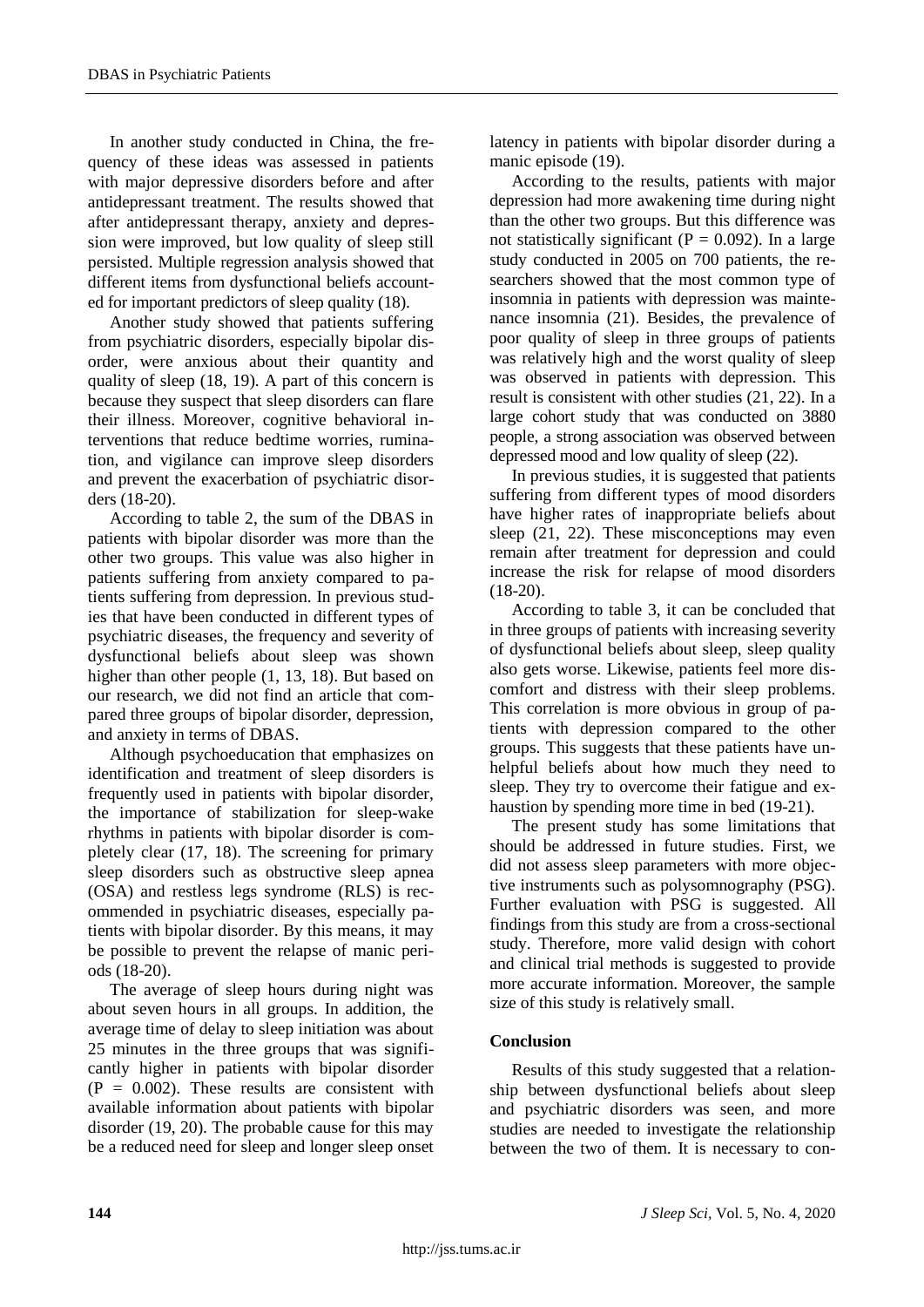In another study conducted in China, the frequency of these ideas was assessed in patients with major depressive disorders before and after antidepressant treatment. The results showed that after antidepressant therapy, anxiety and depression were improved, but low quality of sleep still persisted. Multiple regression analysis showed that different items from dysfunctional beliefs accounted for important predictors of sleep quality (18).

Another study showed that patients suffering from psychiatric disorders, especially bipolar disorder, were anxious about their quantity and quality of sleep (18, 19). A part of this concern is because they suspect that sleep disorders can flare their illness. Moreover, cognitive behavioral interventions that reduce bedtime worries, rumination, and vigilance can improve sleep disorders and prevent the exacerbation of psychiatric disorders (18-20).

According to table 2, the sum of the DBAS in patients with bipolar disorder was more than the other two groups. This value was also higher in patients suffering from anxiety compared to patients suffering from depression. In previous studies that have been conducted in different types of psychiatric diseases, the frequency and severity of dysfunctional beliefs about sleep was shown higher than other people (1, 13, 18). But based on our research, we did not find an article that compared three groups of bipolar disorder, depression, and anxiety in terms of DBAS.

Although psychoeducation that emphasizes on identification and treatment of sleep disorders is frequently used in patients with bipolar disorder, the importance of stabilization for sleep-wake rhythms in patients with bipolar disorder is completely clear (17, 18). The screening for primary sleep disorders such as obstructive sleep apnea (OSA) and restless legs syndrome (RLS) is recommended in psychiatric diseases, especially patients with bipolar disorder. By this means, it may be possible to prevent the relapse of manic periods (18-20).

The average of sleep hours during night was about seven hours in all groups. In addition, the average time of delay to sleep initiation was about 25 minutes in the three groups that was significantly higher in patients with bipolar disorder ($P = 0.002$). These results are consistent with available information about patients with bipolar disorder (19, 20). The probable cause for this may be a reduced need for sleep and longer sleep onset latency in patients with bipolar disorder during a manic episode (19).

According to the results, patients with major depression had more awakening time during night than the other two groups. But this difference was not statistically significant ($P = 0.092$). In a large study conducted in 2005 on 700 patients, the researchers showed that the most common type of insomnia in patients with depression was maintenance insomnia (21). Besides, the prevalence of poor quality of sleep in three groups of patients was relatively high and the worst quality of sleep was observed in patients with depression. This result is consistent with other studies (21, 22). In a large cohort study that was conducted on 3880 people, a strong association was observed between depressed mood and low quality of sleep (22).

In previous studies, it is suggested that patients suffering from different types of mood disorders have higher rates of inappropriate beliefs about sleep (21, 22). These misconceptions may even remain after treatment for depression and could increase the risk for relapse of mood disorders (18-20).

According to table 3, it can be concluded that in three groups of patients with increasing severity of dysfunctional beliefs about sleep, sleep quality also gets worse. Likewise, patients feel more discomfort and distress with their sleep problems. This correlation is more obvious in group of patients with depression compared to the other groups. This suggests that these patients have unhelpful beliefs about how much they need to sleep. They try to overcome their fatigue and exhaustion by spending more time in bed (19-21).

The present study has some limitations that should be addressed in future studies. First, we did not assess sleep parameters with more objective instruments such as polysomnography (PSG). Further evaluation with PSG is suggested. All findings from this study are from a cross-sectional study. Therefore, more valid design with cohort and clinical trial methods is suggested to provide more accurate information. Moreover, the sample size of this study is relatively small.

## Conclusion

Results of this study suggested that a relationship between dysfunctional beliefs about sleep and psychiatric disorders was seen, and more studies are needed to investigate the relationship between the two of them. It is necessary to con-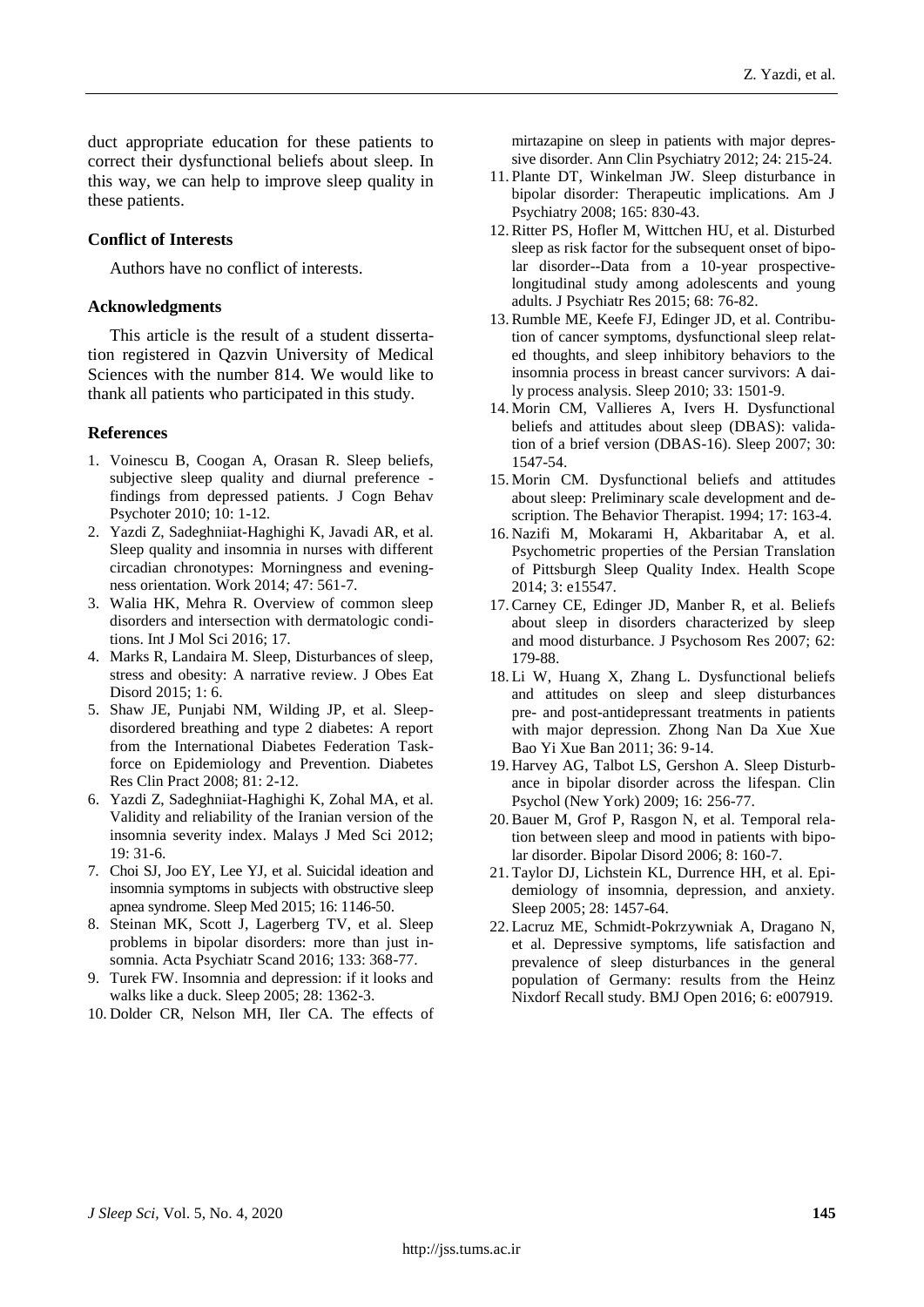duct appropriate education for these patients to correct their dysfunctional beliefs about sleep. In this way, we can help to improve sleep quality in these patients.

### Conflict of Interests

Authors have no conflict of interests.

### Acknowledgments

This article is the result of a student dissertation registered in Qazvin University of Medical Sciences with the number 814. We would like to thank all patients who participated in this study.

### References

1. Voinescu B, Coogan A, Orasan R. Sleep beliefs, subjective sleep quality and diurnal preference - findings from depressed patients. J Cogn Behav Psychoter 2010; 10: 1-12.
2. Yazdi Z, Sadeghniiat-Haghighi K, Javadi AR, et al. Sleep quality and insomnia in nurses with different circadian chronotypes: Morningness and eveningness orientation. Work 2014; 47: 561-7.
3. Walia HK, Mehra R. Overview of common sleep disorders and intersection with dermatologic conditions. Int J Mol Sci 2016; 17.
4. Marks R, Landaira M. Sleep, Disturbances of sleep, stress and obesity: A narrative review. J Obes Eat Disord 2015; 1: 6.
5. Shaw JE, Punjabi NM, Wilding JP, et al. Sleep-disordered breathing and type 2 diabetes: A report from the International Diabetes Federation Taskforce on Epidemiology and Prevention. Diabetes Res Clin Pract 2008; 81: 2-12.
6. Yazdi Z, Sadeghniiat-Haghighi K, Zohal MA, et al. Validity and reliability of the Iranian version of the insomnia severity index. Malays J Med Sci 2012; 19: 31-6.
7. Choi SJ, Joo EY, Lee YJ, et al. Suicidal ideation and insomnia symptoms in subjects with obstructive sleep apnea syndrome. Sleep Med 2015; 16: 1146-50.
8. Steinan MK, Scott J, Lagerberg TV, et al. Sleep problems in bipolar disorders: more than just insomnia. Acta Psychiatr Scand 2016; 133: 368-77.
9. Turek FW. Insomnia and depression: if it looks and walks like a duck. Sleep 2005; 28: 1362-3.
10. Dolder CR, Nelson MH, Iler CA. The effects of mirtazapine on sleep in patients with major depressive disorder. Ann Clin Psychiatry 2012; 24: 215-24.
11. Plante DT, Winkelman JW. Sleep disturbance in bipolar disorder: Therapeutic implications. Am J Psychiatry 2008; 165: 830-43.
12. Ritter PS, Hofler M, Wittchen HU, et al. Disturbed sleep as risk factor for the subsequent onset of bipolar disorder--Data from a 10-year prospective-longitudinal study among adolescents and young adults. J Psychiatr Res 2015; 68: 76-82.
13. Rumble ME, Keefe FJ, Edinger JD, et al. Contribution of cancer symptoms, dysfunctional sleep related thoughts, and sleep inhibitory behaviors to the insomnia process in breast cancer survivors: A daily process analysis. Sleep 2010; 33: 1501-9.
14. Morin CM, Vallieres A, Ivers H. Dysfunctional beliefs and attitudes about sleep (DBAS): validation of a brief version (DBAS-16). Sleep 2007; 30: 1547-54.
15. Morin CM. Dysfunctional beliefs and attitudes about sleep: Preliminary scale development and description. The Behavior Therapist. 1994; 17: 163-4.
16. Nazifi M, Mokarami H, Akbaritabar A, et al. Psychometric properties of the Persian Translation of Pittsburgh Sleep Quality Index. Health Scope 2014; 3: e15547.
17. Carney CE, Edinger JD, Manber R, et al. Beliefs about sleep in disorders characterized by sleep and mood disturbance. J Psychosom Res 2007; 62: 179-88.
18. Li W, Huang X, Zhang L. Dysfunctional beliefs and attitudes on sleep and sleep disturbances pre- and post-antidepressant treatments in patients with major depression. Zhong Nan Da Xue Xue Bao Yi Xue Ban 2011; 36: 9-14.
19. Harvey AG, Talbot LS, Gershon A. Sleep Disturbance in bipolar disorder across the lifespan. Clin Psychol (New York) 2009; 16: 256-77.
20. Bauer M, Grof P, Rasgon N, et al. Temporal relation between sleep and mood in patients with bipolar disorder. Bipolar Disord 2006; 8: 160-7.
21. Taylor DJ, Lichstein KL, Durrence HH, et al. Epidemiology of insomnia, depression, and anxiety. Sleep 2005; 28: 1457-64.
22. Lacruz ME, Schmidt-Pokrzywniak A, Dragano N, et al. Depressive symptoms, life satisfaction and prevalence of sleep disturbances in the general population of Germany: results from the Heinz Nixdorf Recall study. BMJ Open 2016; 6: e007919.